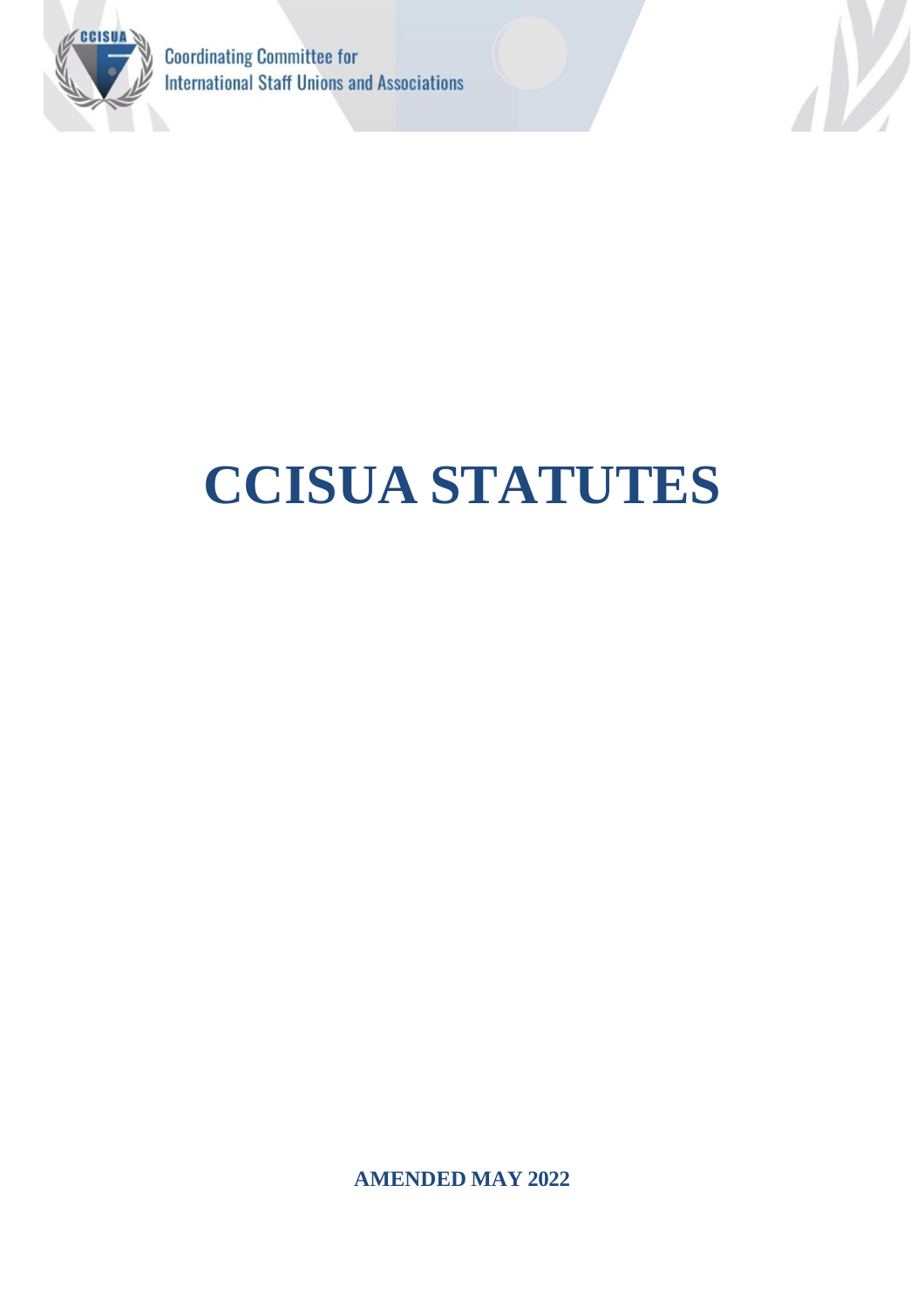Coordinating Committee for International Staff Unions and Associations

# CCISUA STATUTES

**AMENDED MAY 2022**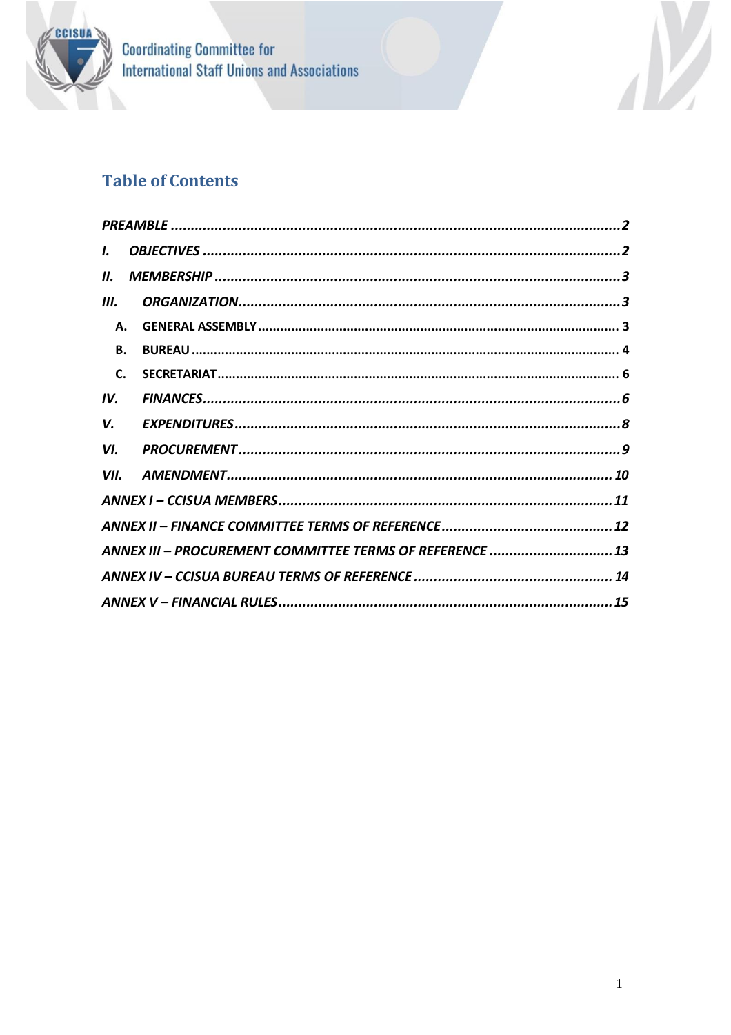## Table of Contents

*PREAMBLE* ..... *2*

*I. OBJECTIVES* ..... *2*

*II. MEMBERSHIP* ..... *3*

*III. ORGANIZATION* ..... *3*

- **A. GENERAL ASSEMBLY** ..... 3
- **B. BUREAU** ..... 4
- **C. SECRETARIAT** ..... 6

*IV. FINANCES* ..... *6*

*V. EXPENDITURES* ..... *8*

*VI. PROCUREMENT* ..... *9*

*VII. AMENDMENT* ..... *10*

*ANNEX I – CCISUA MEMBERS* ..... *11*

*ANNEX II – FINANCE COMMITTEE TERMS OF REFERENCE* ..... *12*

*ANNEX III – PROCUREMENT COMMITTEE TERMS OF REFERENCE* ..... *13*

*ANNEX IV – CCISUA BUREAU TERMS OF REFERENCE* ..... *14*

*ANNEX V – FINANCIAL RULES* ..... *15*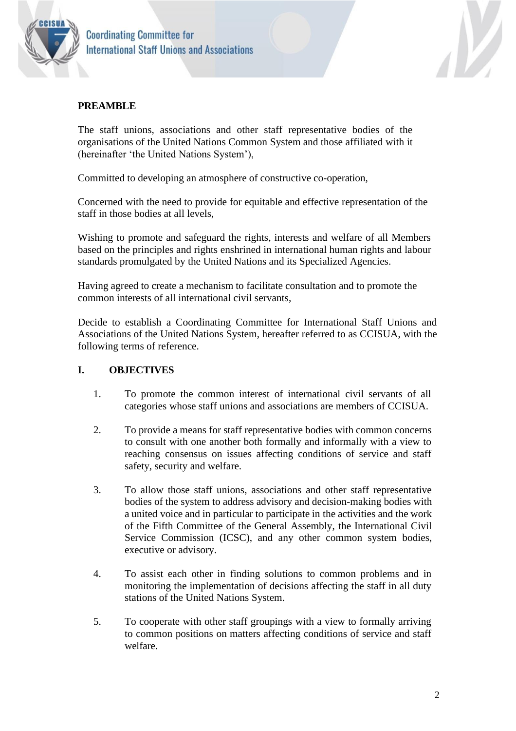## PREAMBLE

The staff unions, associations and other staff representative bodies of the organisations of the United Nations Common System and those affiliated with it (hereinafter 'the United Nations System'),

Committed to developing an atmosphere of constructive co-operation,

Concerned with the need to provide for equitable and effective representation of the staff in those bodies at all levels,

Wishing to promote and safeguard the rights, interests and welfare of all Members based on the principles and rights enshrined in international human rights and labour standards promulgated by the United Nations and its Specialized Agencies.

Having agreed to create a mechanism to facilitate consultation and to promote the common interests of all international civil servants,

Decide to establish a Coordinating Committee for International Staff Unions and Associations of the United Nations System, hereafter referred to as CCISUA, with the following terms of reference.

## I. OBJECTIVES

1. To promote the common interest of international civil servants of all categories whose staff unions and associations are members of CCISUA.

2. To provide a means for staff representative bodies with common concerns to consult with one another both formally and informally with a view to reaching consensus on issues affecting conditions of service and staff safety, security and welfare.

3. To allow those staff unions, associations and other staff representative bodies of the system to address advisory and decision-making bodies with a united voice and in particular to participate in the activities and the work of the Fifth Committee of the General Assembly, the International Civil Service Commission (ICSC), and any other common system bodies, executive or advisory.

4. To assist each other in finding solutions to common problems and in monitoring the implementation of decisions affecting the staff in all duty stations of the United Nations System.

5. To cooperate with other staff groupings with a view to formally arriving to common positions on matters affecting conditions of service and staff welfare.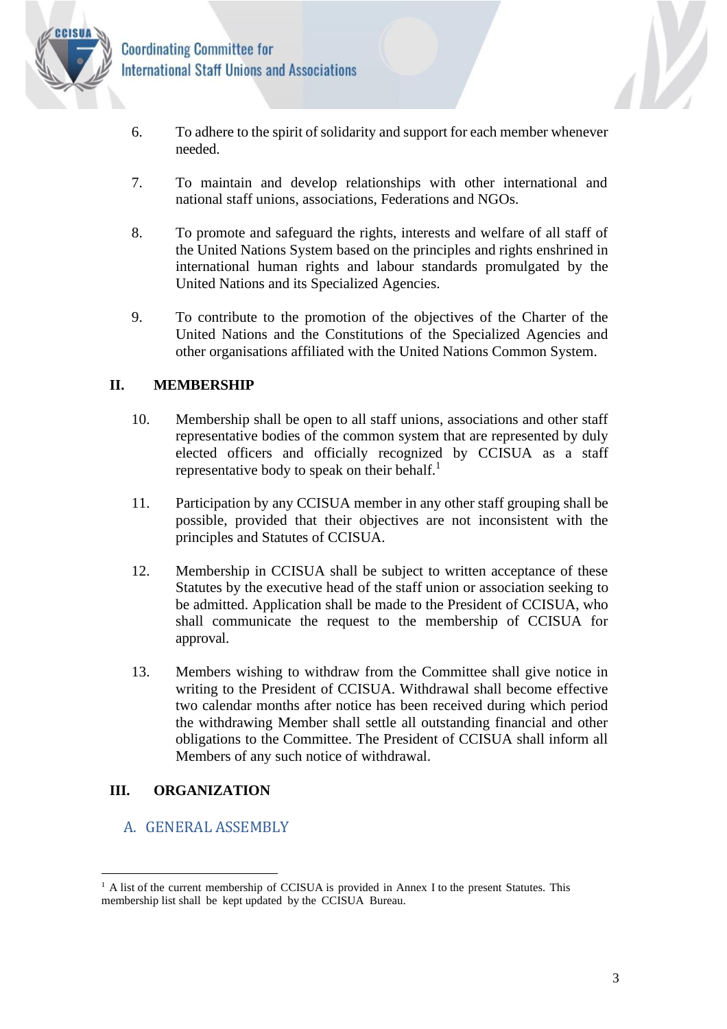6. To adhere to the spirit of solidarity and support for each member whenever needed.

7. To maintain and develop relationships with other international and national staff unions, associations, Federations and NGOs.

8. To promote and safeguard the rights, interests and welfare of all staff of the United Nations System based on the principles and rights enshrined in international human rights and labour standards promulgated by the United Nations and its Specialized Agencies.

9. To contribute to the promotion of the objectives of the Charter of the United Nations and the Constitutions of the Specialized Agencies and other organisations affiliated with the United Nations Common System.

## II. MEMBERSHIP

10. Membership shall be open to all staff unions, associations and other staff representative bodies of the common system that are represented by duly elected officers and officially recognized by CCISUA as a staff representative body to speak on their behalf.[1]

11. Participation by any CCISUA member in any other staff grouping shall be possible, provided that their objectives are not inconsistent with the principles and Statutes of CCISUA.

12. Membership in CCISUA shall be subject to written acceptance of these Statutes by the executive head of the staff union or association seeking to be admitted. Application shall be made to the President of CCISUA, who shall communicate the request to the membership of CCISUA for approval.

13. Members wishing to withdraw from the Committee shall give notice in writing to the President of CCISUA. Withdrawal shall become effective two calendar months after notice has been received during which period the withdrawing Member shall settle all outstanding financial and other obligations to the Committee. The President of CCISUA shall inform all Members of any such notice of withdrawal.

## III. ORGANIZATION

### A. GENERAL ASSEMBLY

---

[1] A list of the current membership of CCISUA is provided in Annex I to the present Statutes. This membership list shall be kept updated by the CCISUA Bureau.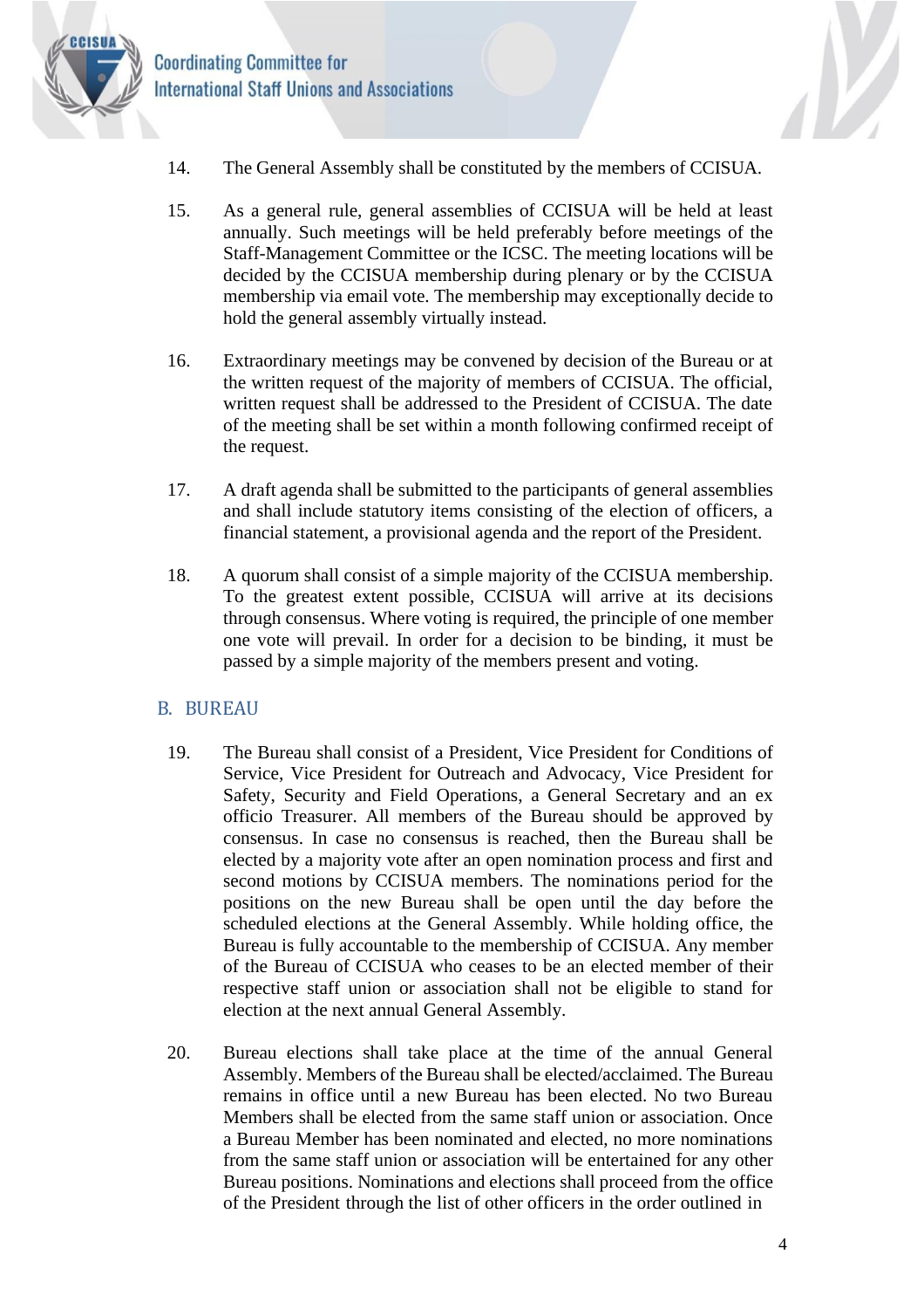14. The General Assembly shall be constituted by the members of CCISUA.

15. As a general rule, general assemblies of CCISUA will be held at least annually. Such meetings will be held preferably before meetings of the Staff-Management Committee or the ICSC. The meeting locations will be decided by the CCISUA membership during plenary or by the CCISUA membership via email vote. The membership may exceptionally decide to hold the general assembly virtually instead.

16. Extraordinary meetings may be convened by decision of the Bureau or at the written request of the majority of members of CCISUA. The official, written request shall be addressed to the President of CCISUA. The date of the meeting shall be set within a month following confirmed receipt of the request.

17. A draft agenda shall be submitted to the participants of general assemblies and shall include statutory items consisting of the election of officers, a financial statement, a provisional agenda and the report of the President.

18. A quorum shall consist of a simple majority of the CCISUA membership. To the greatest extent possible, CCISUA will arrive at its decisions through consensus. Where voting is required, the principle of one member one vote will prevail. In order for a decision to be binding, it must be passed by a simple majority of the members present and voting.

## B. BUREAU

19. The Bureau shall consist of a President, Vice President for Conditions of Service, Vice President for Outreach and Advocacy, Vice President for Safety, Security and Field Operations, a General Secretary and an ex officio Treasurer. All members of the Bureau should be approved by consensus. In case no consensus is reached, then the Bureau shall be elected by a majority vote after an open nomination process and first and second motions by CCISUA members. The nominations period for the positions on the new Bureau shall be open until the day before the scheduled elections at the General Assembly. While holding office, the Bureau is fully accountable to the membership of CCISUA. Any member of the Bureau of CCISUA who ceases to be an elected member of their respective staff union or association shall not be eligible to stand for election at the next annual General Assembly.

20. Bureau elections shall take place at the time of the annual General Assembly. Members of the Bureau shall be elected/acclaimed. The Bureau remains in office until a new Bureau has been elected. No two Bureau Members shall be elected from the same staff union or association. Once a Bureau Member has been nominated and elected, no more nominations from the same staff union or association will be entertained for any other Bureau positions. Nominations and elections shall proceed from the office of the President through the list of other officers in the order outlined in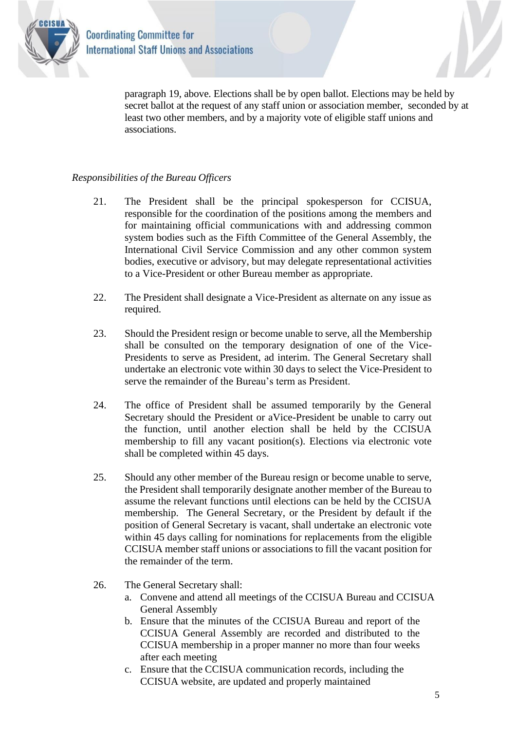paragraph 19, above. Elections shall be by open ballot. Elections may be held by secret ballot at the request of any staff union or association member, seconded by at least two other members, and by a majority vote of eligible staff unions and associations.

*Responsibilities of the Bureau Officers*

21. The President shall be the principal spokesperson for CCISUA, responsible for the coordination of the positions among the members and for maintaining official communications with and addressing common system bodies such as the Fifth Committee of the General Assembly, the International Civil Service Commission and any other common system bodies, executive or advisory, but may delegate representational activities to a Vice-President or other Bureau member as appropriate.

22. The President shall designate a Vice-President as alternate on any issue as required.

23. Should the President resign or become unable to serve, all the Membership shall be consulted on the temporary designation of one of the Vice-Presidents to serve as President, ad interim. The General Secretary shall undertake an electronic vote within 30 days to select the Vice-President to serve the remainder of the Bureau's term as President.

24. The office of President shall be assumed temporarily by the General Secretary should the President or aVice-President be unable to carry out the function, until another election shall be held by the CCISUA membership to fill any vacant position(s). Elections via electronic vote shall be completed within 45 days.

25. Should any other member of the Bureau resign or become unable to serve, the President shall temporarily designate another member of the Bureau to assume the relevant functions until elections can be held by the CCISUA membership. The General Secretary, or the President by default if the position of General Secretary is vacant, shall undertake an electronic vote within 45 days calling for nominations for replacements from the eligible CCISUA member staff unions or associations to fill the vacant position for the remainder of the term.

26. The General Secretary shall:
    a. Convene and attend all meetings of the CCISUA Bureau and CCISUA General Assembly
    b. Ensure that the minutes of the CCISUA Bureau and report of the CCISUA General Assembly are recorded and distributed to the CCISUA membership in a proper manner no more than four weeks after each meeting
    c. Ensure that the CCISUA communication records, including the CCISUA website, are updated and properly maintained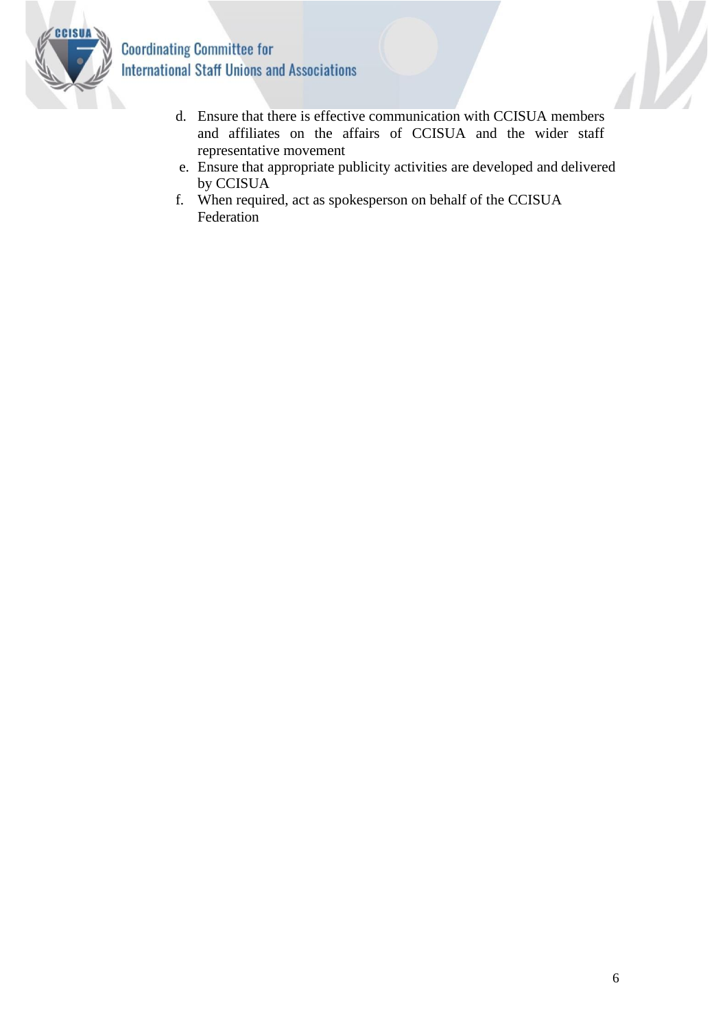d. Ensure that there is effective communication with CCISUA members and affiliates on the affairs of CCISUA and the wider staff representative movement
e. Ensure that appropriate publicity activities are developed and delivered by CCISUA
f. When required, act as spokesperson on behalf of the CCISUA Federation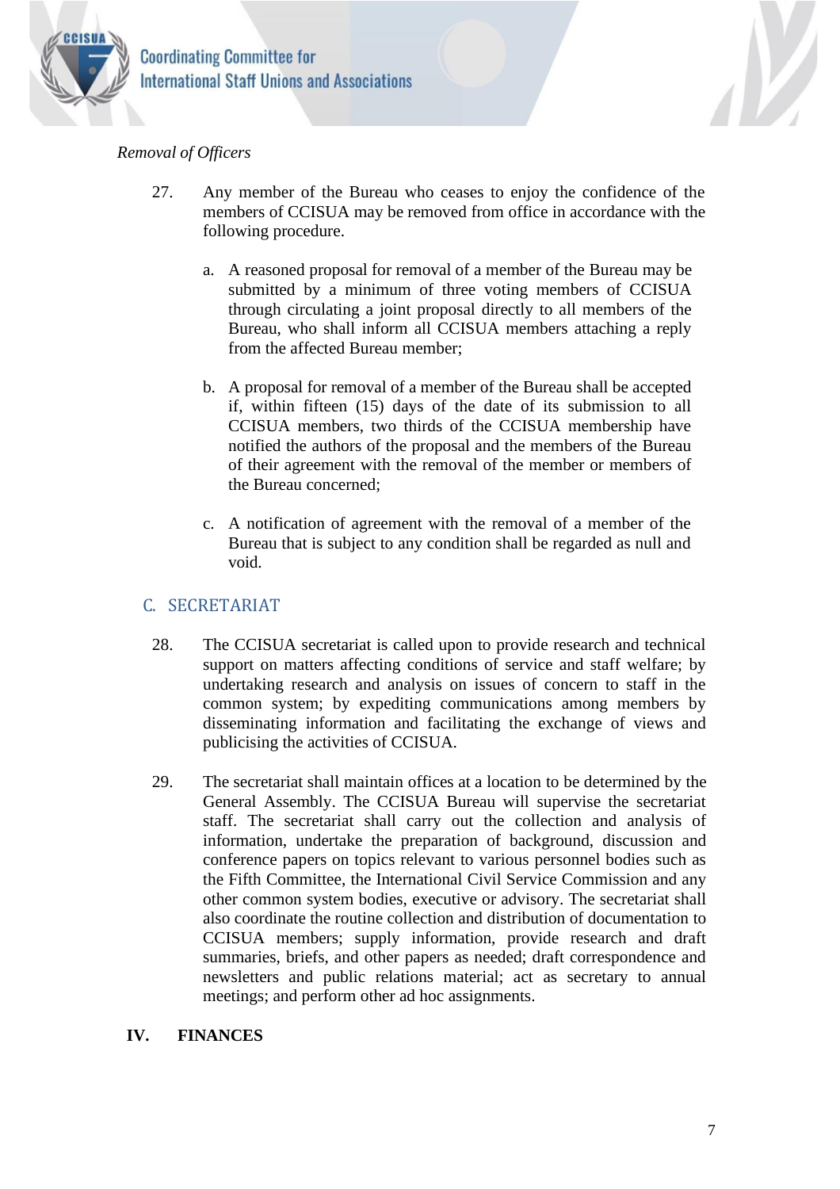*Removal of Officers*

27. Any member of the Bureau who ceases to enjoy the confidence of the members of CCISUA may be removed from office in accordance with the following procedure.

    a. A reasoned proposal for removal of a member of the Bureau may be submitted by a minimum of three voting members of CCISUA through circulating a joint proposal directly to all members of the Bureau, who shall inform all CCISUA members attaching a reply from the affected Bureau member;

    b. A proposal for removal of a member of the Bureau shall be accepted if, within fifteen (15) days of the date of its submission to all CCISUA members, two thirds of the CCISUA membership have notified the authors of the proposal and the members of the Bureau of their agreement with the removal of the member or members of the Bureau concerned;

    c. A notification of agreement with the removal of a member of the Bureau that is subject to any condition shall be regarded as null and void.

## C. SECRETARIAT

28. The CCISUA secretariat is called upon to provide research and technical support on matters affecting conditions of service and staff welfare; by undertaking research and analysis on issues of concern to staff in the common system; by expediting communications among members by disseminating information and facilitating the exchange of views and publicising the activities of CCISUA.

29. The secretariat shall maintain offices at a location to be determined by the General Assembly. The CCISUA Bureau will supervise the secretariat staff. The secretariat shall carry out the collection and analysis of information, undertake the preparation of background, discussion and conference papers on topics relevant to various personnel bodies such as the Fifth Committee, the International Civil Service Commission and any other common system bodies, executive or advisory. The secretariat shall also coordinate the routine collection and distribution of documentation to CCISUA members; supply information, provide research and draft summaries, briefs, and other papers as needed; draft correspondence and newsletters and public relations material; act as secretary to annual meetings; and perform other ad hoc assignments.

# IV. FINANCES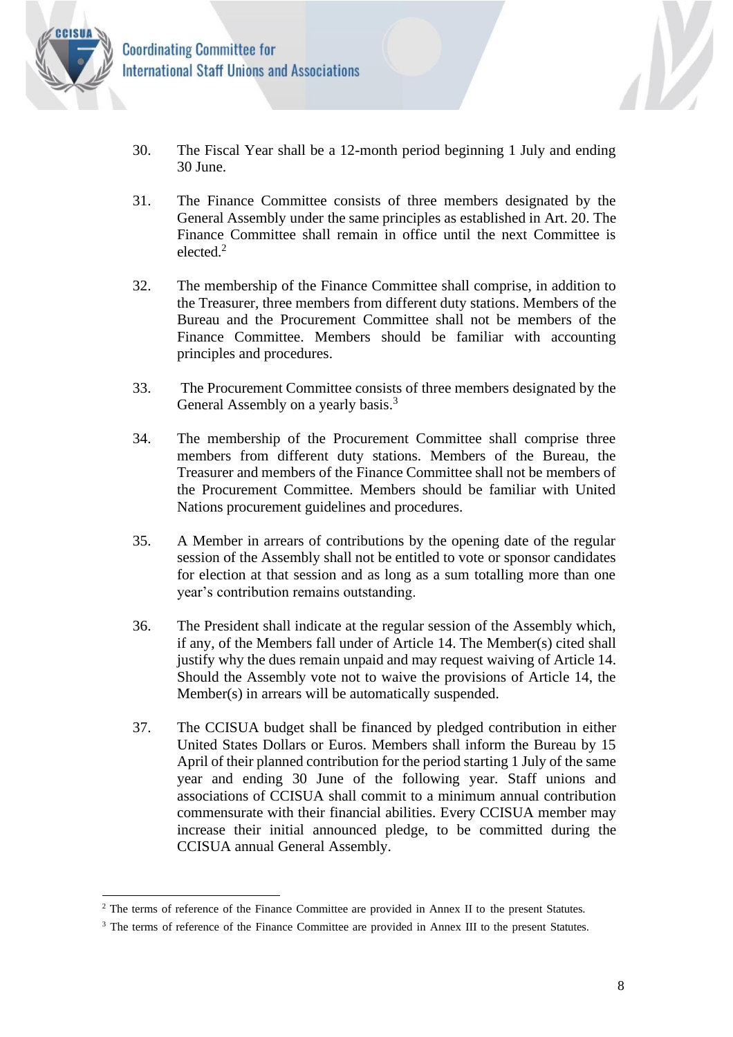30. The Fiscal Year shall be a 12-month period beginning 1 July and ending 30 June.

31. The Finance Committee consists of three members designated by the General Assembly under the same principles as established in Art. 20. The Finance Committee shall remain in office until the next Committee is elected.[2]

32. The membership of the Finance Committee shall comprise, in addition to the Treasurer, three members from different duty stations. Members of the Bureau and the Procurement Committee shall not be members of the Finance Committee. Members should be familiar with accounting principles and procedures.

33. The Procurement Committee consists of three members designated by the General Assembly on a yearly basis.[3]

34. The membership of the Procurement Committee shall comprise three members from different duty stations. Members of the Bureau, the Treasurer and members of the Finance Committee shall not be members of the Procurement Committee. Members should be familiar with United Nations procurement guidelines and procedures.

35. A Member in arrears of contributions by the opening date of the regular session of the Assembly shall not be entitled to vote or sponsor candidates for election at that session and as long as a sum totalling more than one year's contribution remains outstanding.

36. The President shall indicate at the regular session of the Assembly which, if any, of the Members fall under of Article 14. The Member(s) cited shall justify why the dues remain unpaid and may request waiving of Article 14. Should the Assembly vote not to waive the provisions of Article 14, the Member(s) in arrears will be automatically suspended.

37. The CCISUA budget shall be financed by pledged contribution in either United States Dollars or Euros. Members shall inform the Bureau by 15 April of their planned contribution for the period starting 1 July of the same year and ending 30 June of the following year. Staff unions and associations of CCISUA shall commit to a minimum annual contribution commensurate with their financial abilities. Every CCISUA member may increase their initial announced pledge, to be committed during the CCISUA annual General Assembly.

---

[2] The terms of reference of the Finance Committee are provided in Annex II to the present Statutes.

[3] The terms of reference of the Finance Committee are provided in Annex III to the present Statutes.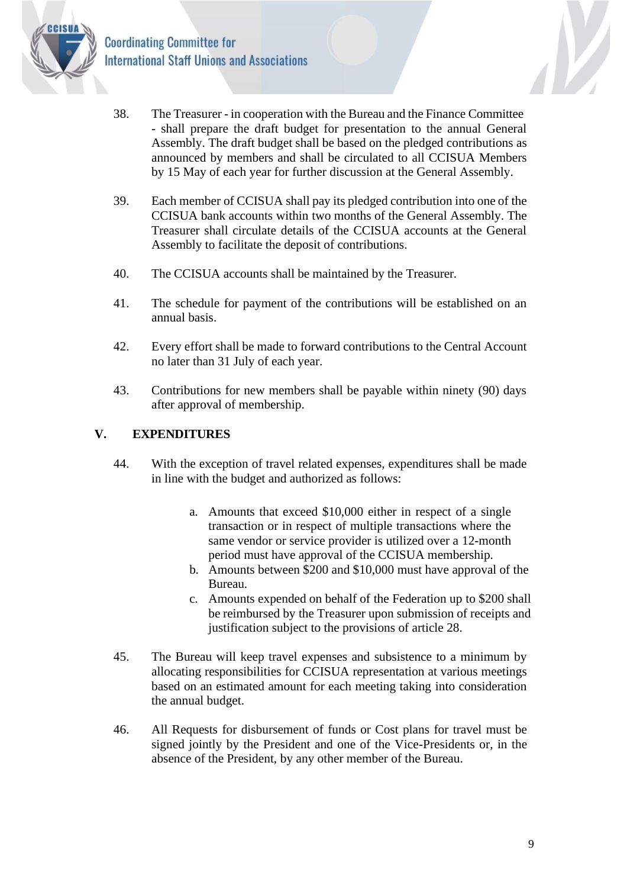38. The Treasurer - in cooperation with the Bureau and the Finance Committee - shall prepare the draft budget for presentation to the annual General Assembly. The draft budget shall be based on the pledged contributions as announced by members and shall be circulated to all CCISUA Members by 15 May of each year for further discussion at the General Assembly.

39. Each member of CCISUA shall pay its pledged contribution into one of the CCISUA bank accounts within two months of the General Assembly. The Treasurer shall circulate details of the CCISUA accounts at the General Assembly to facilitate the deposit of contributions.

40. The CCISUA accounts shall be maintained by the Treasurer.

41. The schedule for payment of the contributions will be established on an annual basis.

42. Every effort shall be made to forward contributions to the Central Account no later than 31 July of each year.

43. Contributions for new members shall be payable within ninety (90) days after approval of membership.

## V. EXPENDITURES

44. With the exception of travel related expenses, expenditures shall be made in line with the budget and authorized as follows:

    a. Amounts that exceed $10,000 either in respect of a single transaction or in respect of multiple transactions where the same vendor or service provider is utilized over a 12-month period must have approval of the CCISUA membership.
    b. Amounts between $200 and $10,000 must have approval of the Bureau.
    c. Amounts expended on behalf of the Federation up to $200 shall be reimbursed by the Treasurer upon submission of receipts and justification subject to the provisions of article 28.

45. The Bureau will keep travel expenses and subsistence to a minimum by allocating responsibilities for CCISUA representation at various meetings based on an estimated amount for each meeting taking into consideration the annual budget.

46. All Requests for disbursement of funds or Cost plans for travel must be signed jointly by the President and one of the Vice-Presidents or, in the absence of the President, by any other member of the Bureau.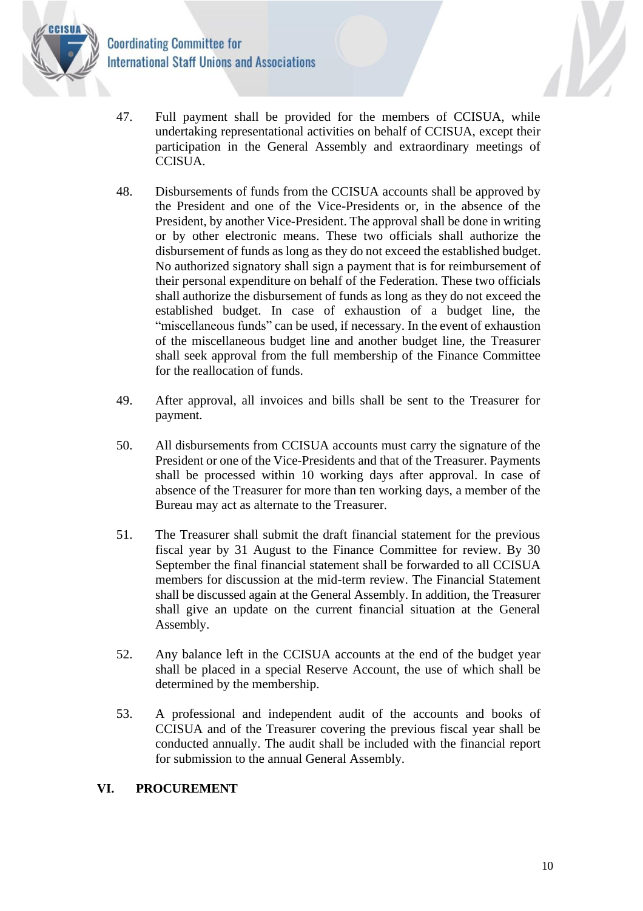47. Full payment shall be provided for the members of CCISUA, while undertaking representational activities on behalf of CCISUA, except their participation in the General Assembly and extraordinary meetings of CCISUA.

48. Disbursements of funds from the CCISUA accounts shall be approved by the President and one of the Vice-Presidents or, in the absence of the President, by another Vice-President. The approval shall be done in writing or by other electronic means. These two officials shall authorize the disbursement of funds as long as they do not exceed the established budget. No authorized signatory shall sign a payment that is for reimbursement of their personal expenditure on behalf of the Federation. These two officials shall authorize the disbursement of funds as long as they do not exceed the established budget. In case of exhaustion of a budget line, the "miscellaneous funds" can be used, if necessary. In the event of exhaustion of the miscellaneous budget line and another budget line, the Treasurer shall seek approval from the full membership of the Finance Committee for the reallocation of funds.

49. After approval, all invoices and bills shall be sent to the Treasurer for payment.

50. All disbursements from CCISUA accounts must carry the signature of the President or one of the Vice-Presidents and that of the Treasurer. Payments shall be processed within 10 working days after approval. In case of absence of the Treasurer for more than ten working days, a member of the Bureau may act as alternate to the Treasurer.

51. The Treasurer shall submit the draft financial statement for the previous fiscal year by 31 August to the Finance Committee for review. By 30 September the final financial statement shall be forwarded to all CCISUA members for discussion at the mid-term review. The Financial Statement shall be discussed again at the General Assembly. In addition, the Treasurer shall give an update on the current financial situation at the General Assembly.

52. Any balance left in the CCISUA accounts at the end of the budget year shall be placed in a special Reserve Account, the use of which shall be determined by the membership.

53. A professional and independent audit of the accounts and books of CCISUA and of the Treasurer covering the previous fiscal year shall be conducted annually. The audit shall be included with the financial report for submission to the annual General Assembly.

## VI. PROCUREMENT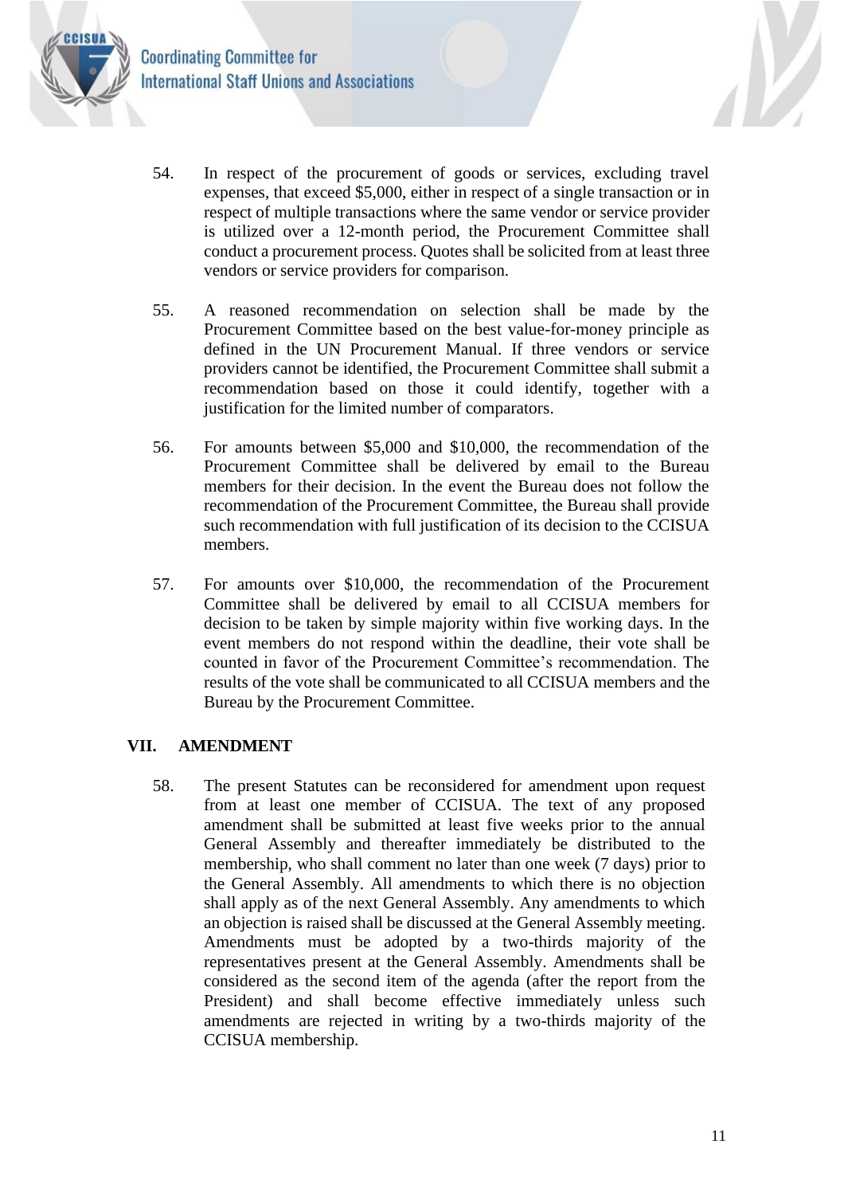54. In respect of the procurement of goods or services, excluding travel expenses, that exceed $5,000, either in respect of a single transaction or in respect of multiple transactions where the same vendor or service provider is utilized over a 12-month period, the Procurement Committee shall conduct a procurement process. Quotes shall be solicited from at least three vendors or service providers for comparison.

55. A reasoned recommendation on selection shall be made by the Procurement Committee based on the best value-for-money principle as defined in the UN Procurement Manual. If three vendors or service providers cannot be identified, the Procurement Committee shall submit a recommendation based on those it could identify, together with a justification for the limited number of comparators.

56. For amounts between $5,000 and $10,000, the recommendation of the Procurement Committee shall be delivered by email to the Bureau members for their decision. In the event the Bureau does not follow the recommendation of the Procurement Committee, the Bureau shall provide such recommendation with full justification of its decision to the CCISUA members.

57. For amounts over $10,000, the recommendation of the Procurement Committee shall be delivered by email to all CCISUA members for decision to be taken by simple majority within five working days. In the event members do not respond within the deadline, their vote shall be counted in favor of the Procurement Committee's recommendation. The results of the vote shall be communicated to all CCISUA members and the Bureau by the Procurement Committee.

## VII. AMENDMENT

58. The present Statutes can be reconsidered for amendment upon request from at least one member of CCISUA. The text of any proposed amendment shall be submitted at least five weeks prior to the annual General Assembly and thereafter immediately be distributed to the membership, who shall comment no later than one week (7 days) prior to the General Assembly. All amendments to which there is no objection shall apply as of the next General Assembly. Any amendments to which an objection is raised shall be discussed at the General Assembly meeting. Amendments must be adopted by a two-thirds majority of the representatives present at the General Assembly. Amendments shall be considered as the second item of the agenda (after the report from the President) and shall become effective immediately unless such amendments are rejected in writing by a two-thirds majority of the CCISUA membership.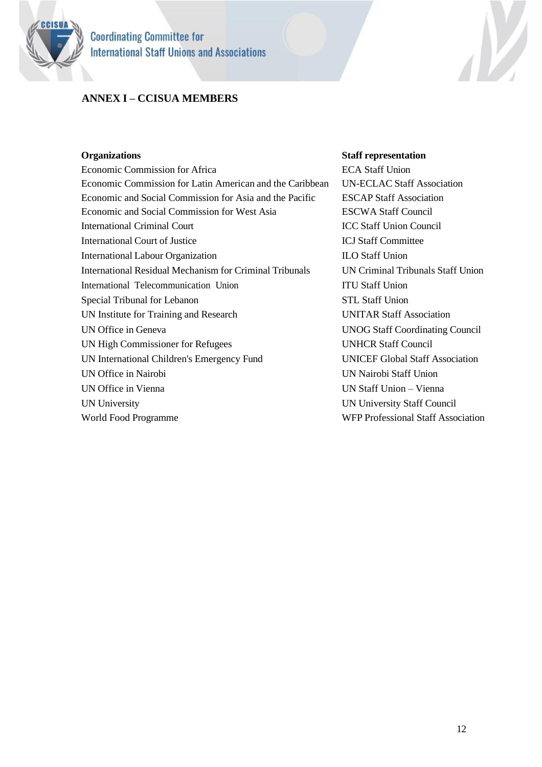## ANNEX I – CCISUA MEMBERS

| Organizations | Staff representation |
| --- | --- |
| Economic Commission for Africa | ECA Staff Union |
| Economic Commission for Latin American and the Caribbean | UN-ECLAC Staff Association |
| Economic and Social Commission for Asia and the Pacific | ESCAP Staff Association |
| Economic and Social Commission for West Asia | ESCWA Staff Council |
| International Criminal Court | ICC Staff Union Council |
| International Court of Justice | ICJ Staff Committee |
| International Labour Organization | ILO Staff Union |
| International Residual Mechanism for Criminal Tribunals | UN Criminal Tribunals Staff Union |
| International Telecommunication Union | ITU Staff Union |
| Special Tribunal for Lebanon | STL Staff Union |
| UN Institute for Training and Research | UNITAR Staff Association |
| UN Office in Geneva | UNOG Staff Coordinating Council |
| UN High Commissioner for Refugees | UNHCR Staff Council |
| UN International Children's Emergency Fund | UNICEF Global Staff Association |
| UN Office in Nairobi | UN Nairobi Staff Union |
| UN Office in Vienna | UN Staff Union – Vienna |
| UN University | UN University Staff Council |
| World Food Programme | WFP Professional Staff Association |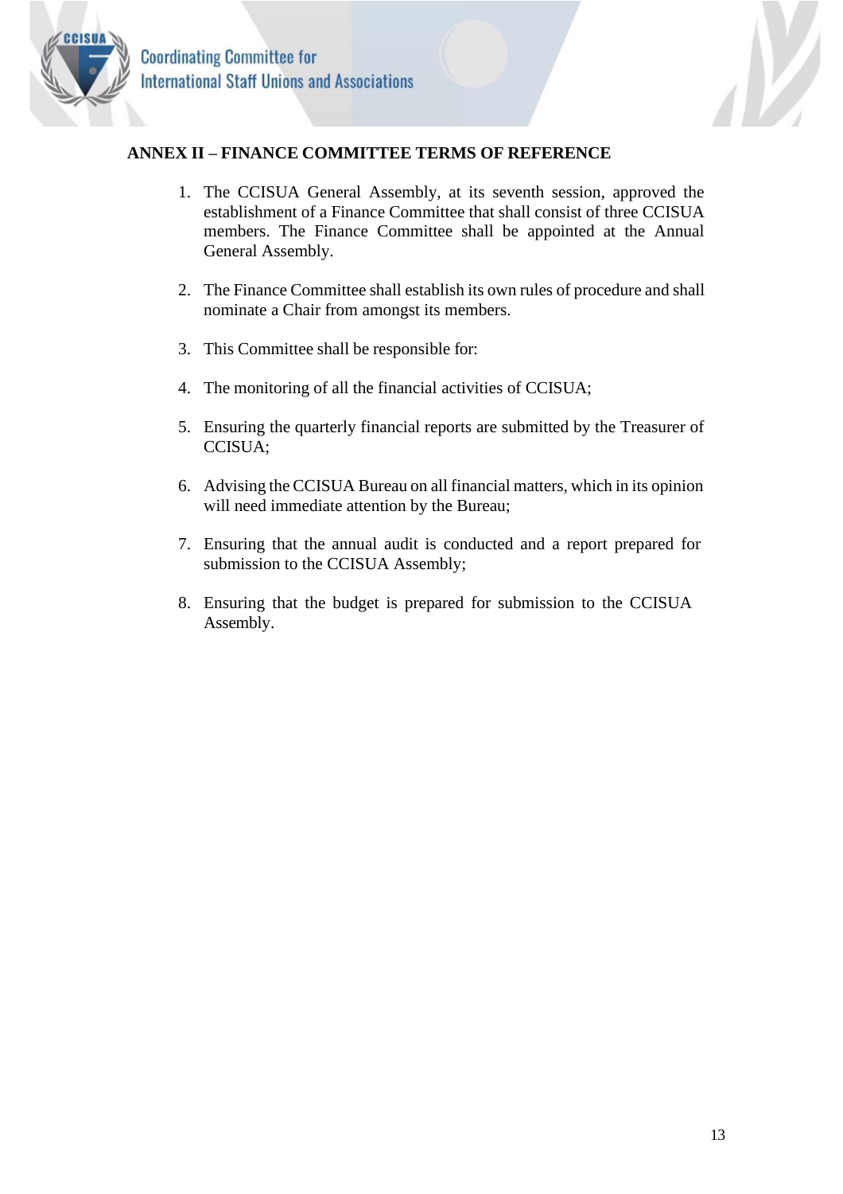## ANNEX II – FINANCE COMMITTEE TERMS OF REFERENCE

1. The CCISUA General Assembly, at its seventh session, approved the establishment of a Finance Committee that shall consist of three CCISUA members. The Finance Committee shall be appointed at the Annual General Assembly.

2. The Finance Committee shall establish its own rules of procedure and shall nominate a Chair from amongst its members.

3. This Committee shall be responsible for:

4. The monitoring of all the financial activities of CCISUA;

5. Ensuring the quarterly financial reports are submitted by the Treasurer of CCISUA;

6. Advising the CCISUA Bureau on all financial matters, which in its opinion will need immediate attention by the Bureau;

7. Ensuring that the annual audit is conducted and a report prepared for submission to the CCISUA Assembly;

8. Ensuring that the budget is prepared for submission to the CCISUA Assembly.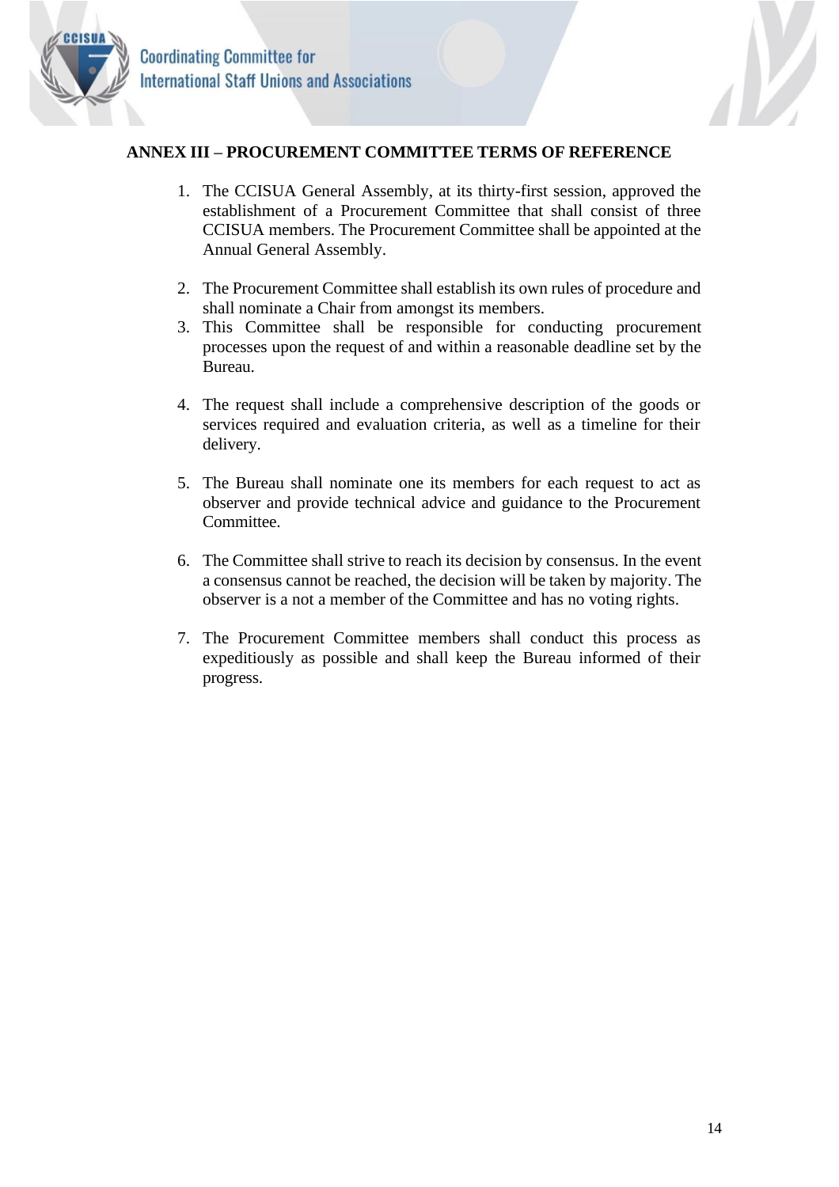**ANNEX III – PROCUREMENT COMMITTEE TERMS OF REFERENCE**

1. The CCISUA General Assembly, at its thirty-first session, approved the establishment of a Procurement Committee that shall consist of three CCISUA members. The Procurement Committee shall be appointed at the Annual General Assembly.

2. The Procurement Committee shall establish its own rules of procedure and shall nominate a Chair from amongst its members.
3. This Committee shall be responsible for conducting procurement processes upon the request of and within a reasonable deadline set by the Bureau.

4. The request shall include a comprehensive description of the goods or services required and evaluation criteria, as well as a timeline for their delivery.

5. The Bureau shall nominate one its members for each request to act as observer and provide technical advice and guidance to the Procurement Committee.

6. The Committee shall strive to reach its decision by consensus. In the event a consensus cannot be reached, the decision will be taken by majority. The observer is a not a member of the Committee and has no voting rights.

7. The Procurement Committee members shall conduct this process as expeditiously as possible and shall keep the Bureau informed of their progress.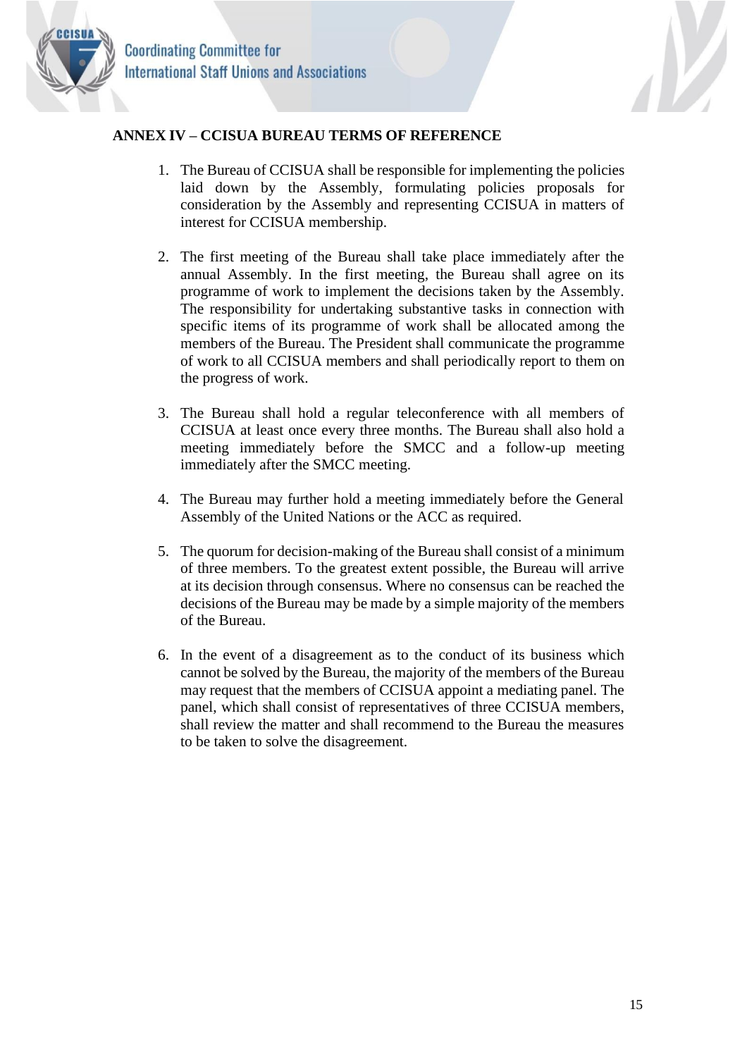## ANNEX IV – CCISUA BUREAU TERMS OF REFERENCE

1. The Bureau of CCISUA shall be responsible for implementing the policies laid down by the Assembly, formulating policies proposals for consideration by the Assembly and representing CCISUA in matters of interest for CCISUA membership.

2. The first meeting of the Bureau shall take place immediately after the annual Assembly. In the first meeting, the Bureau shall agree on its programme of work to implement the decisions taken by the Assembly. The responsibility for undertaking substantive tasks in connection with specific items of its programme of work shall be allocated among the members of the Bureau. The President shall communicate the programme of work to all CCISUA members and shall periodically report to them on the progress of work.

3. The Bureau shall hold a regular teleconference with all members of CCISUA at least once every three months. The Bureau shall also hold a meeting immediately before the SMCC and a follow-up meeting immediately after the SMCC meeting.

4. The Bureau may further hold a meeting immediately before the General Assembly of the United Nations or the ACC as required.

5. The quorum for decision-making of the Bureau shall consist of a minimum of three members. To the greatest extent possible, the Bureau will arrive at its decision through consensus. Where no consensus can be reached the decisions of the Bureau may be made by a simple majority of the members of the Bureau.

6. In the event of a disagreement as to the conduct of its business which cannot be solved by the Bureau, the majority of the members of the Bureau may request that the members of CCISUA appoint a mediating panel. The panel, which shall consist of representatives of three CCISUA members, shall review the matter and shall recommend to the Bureau the measures to be taken to solve the disagreement.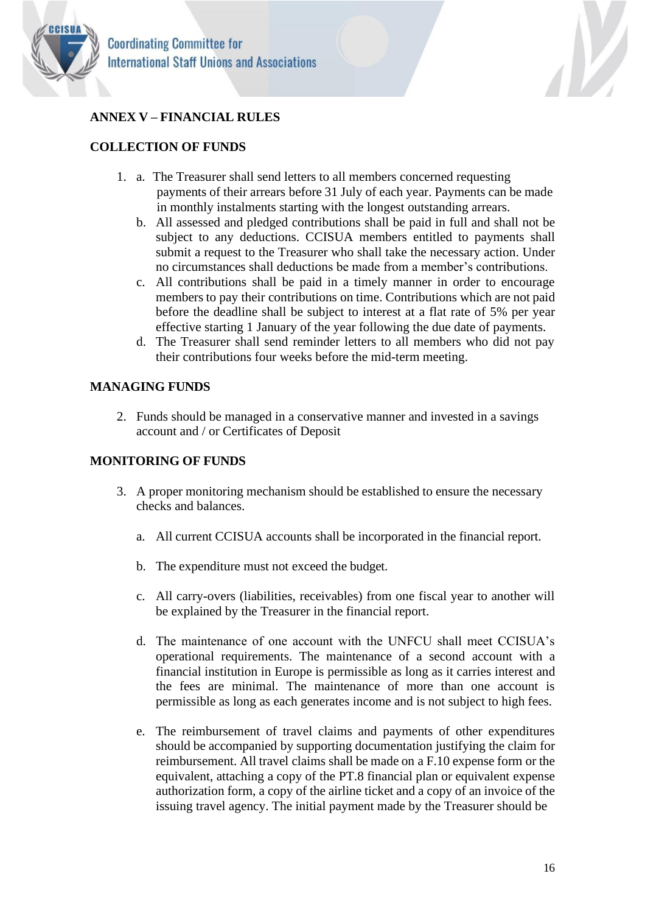## ANNEX V – FINANCIAL RULES

### COLLECTION OF FUNDS

1. a. The Treasurer shall send letters to all members concerned requesting payments of their arrears before 31 July of each year. Payments can be made in monthly instalments starting with the longest outstanding arrears.

   b. All assessed and pledged contributions shall be paid in full and shall not be subject to any deductions. CCISUA members entitled to payments shall submit a request to the Treasurer who shall take the necessary action. Under no circumstances shall deductions be made from a member's contributions.

   c. All contributions shall be paid in a timely manner in order to encourage members to pay their contributions on time. Contributions which are not paid before the deadline shall be subject to interest at a flat rate of 5% per year effective starting 1 January of the year following the due date of payments.

   d. The Treasurer shall send reminder letters to all members who did not pay their contributions four weeks before the mid-term meeting.

### MANAGING FUNDS

2. Funds should be managed in a conservative manner and invested in a savings account and / or Certificates of Deposit

### MONITORING OF FUNDS

3. A proper monitoring mechanism should be established to ensure the necessary checks and balances.

   a. All current CCISUA accounts shall be incorporated in the financial report.

   b. The expenditure must not exceed the budget.

   c. All carry-overs (liabilities, receivables) from one fiscal year to another will be explained by the Treasurer in the financial report.

   d. The maintenance of one account with the UNFCU shall meet CCISUA's operational requirements. The maintenance of a second account with a financial institution in Europe is permissible as long as it carries interest and the fees are minimal. The maintenance of more than one account is permissible as long as each generates income and is not subject to high fees.

   e. The reimbursement of travel claims and payments of other expenditures should be accompanied by supporting documentation justifying the claim for reimbursement. All travel claims shall be made on a F.10 expense form or the equivalent, attaching a copy of the PT.8 financial plan or equivalent expense authorization form, a copy of the airline ticket and a copy of an invoice of the issuing travel agency. The initial payment made by the Treasurer should be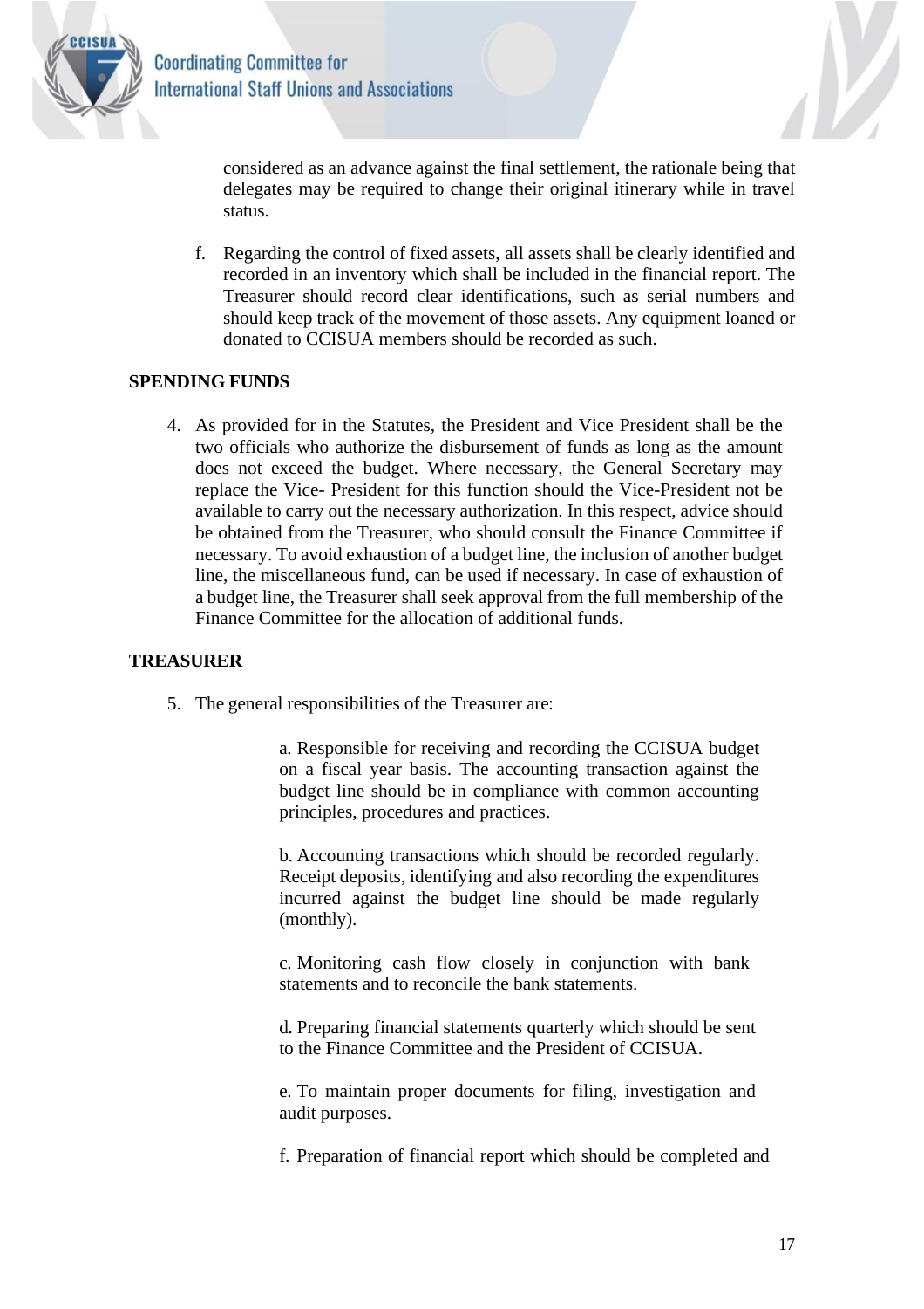considered as an advance against the final settlement, the rationale being that delegates may be required to change their original itinerary while in travel status.

f. Regarding the control of fixed assets, all assets shall be clearly identified and recorded in an inventory which shall be included in the financial report. The Treasurer should record clear identifications, such as serial numbers and should keep track of the movement of those assets. Any equipment loaned or donated to CCISUA members should be recorded as such.

## SPENDING FUNDS

4. As provided for in the Statutes, the President and Vice President shall be the two officials who authorize the disbursement of funds as long as the amount does not exceed the budget. Where necessary, the General Secretary may replace the Vice- President for this function should the Vice-President not be available to carry out the necessary authorization. In this respect, advice should be obtained from the Treasurer, who should consult the Finance Committee if necessary. To avoid exhaustion of a budget line, the inclusion of another budget line, the miscellaneous fund, can be used if necessary. In case of exhaustion of a budget line, the Treasurer shall seek approval from the full membership of the Finance Committee for the allocation of additional funds.

## TREASURER

5. The general responsibilities of the Treasurer are:

   a. Responsible for receiving and recording the CCISUA budget on a fiscal year basis. The accounting transaction against the budget line should be in compliance with common accounting principles, procedures and practices.

   b. Accounting transactions which should be recorded regularly. Receipt deposits, identifying and also recording the expenditures incurred against the budget line should be made regularly (monthly).

   c. Monitoring cash flow closely in conjunction with bank statements and to reconcile the bank statements.

   d. Preparing financial statements quarterly which should be sent to the Finance Committee and the President of CCISUA.

   e. To maintain proper documents for filing, investigation and audit purposes.

   f. Preparation of financial report which should be completed and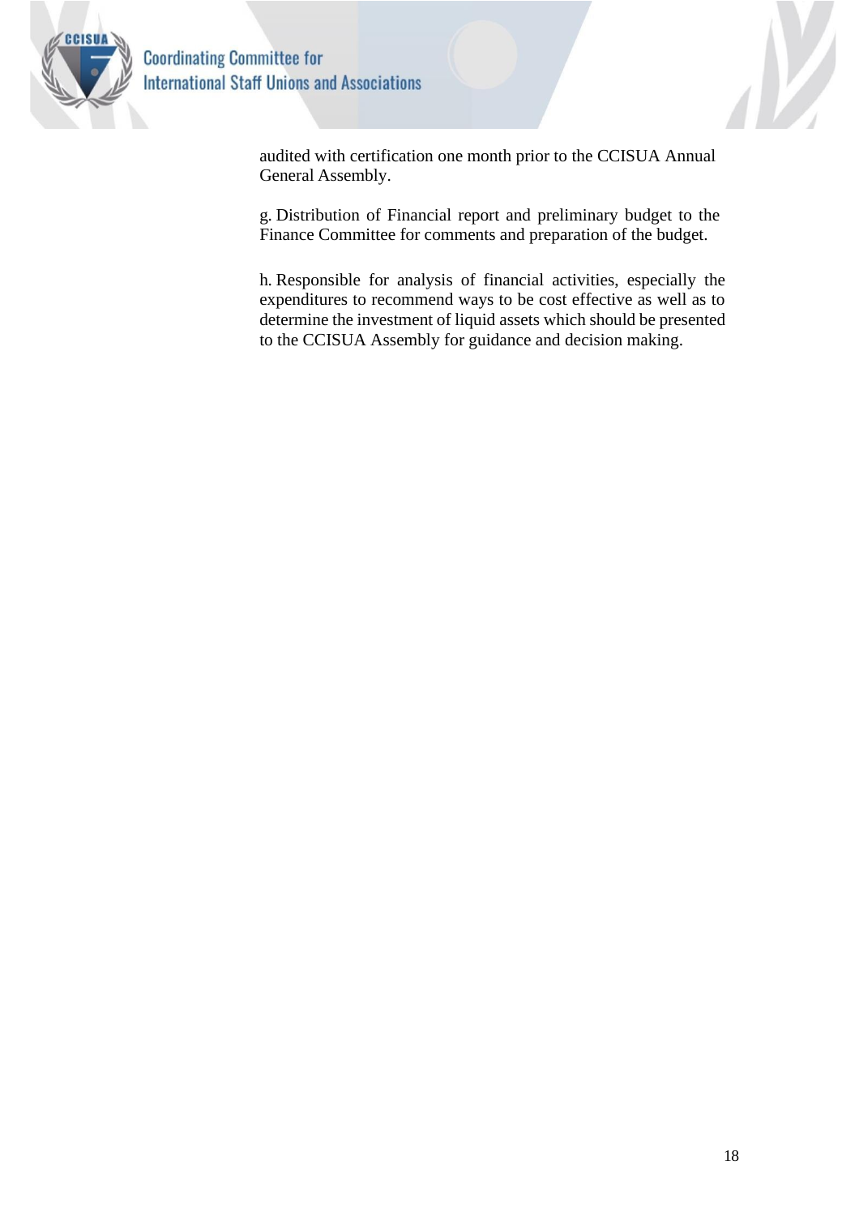audited with certification one month prior to the CCISUA Annual General Assembly.

g. Distribution of Financial report and preliminary budget to the Finance Committee for comments and preparation of the budget.

h. Responsible for analysis of financial activities, especially the expenditures to recommend ways to be cost effective as well as to determine the investment of liquid assets which should be presented to the CCISUA Assembly for guidance and decision making.